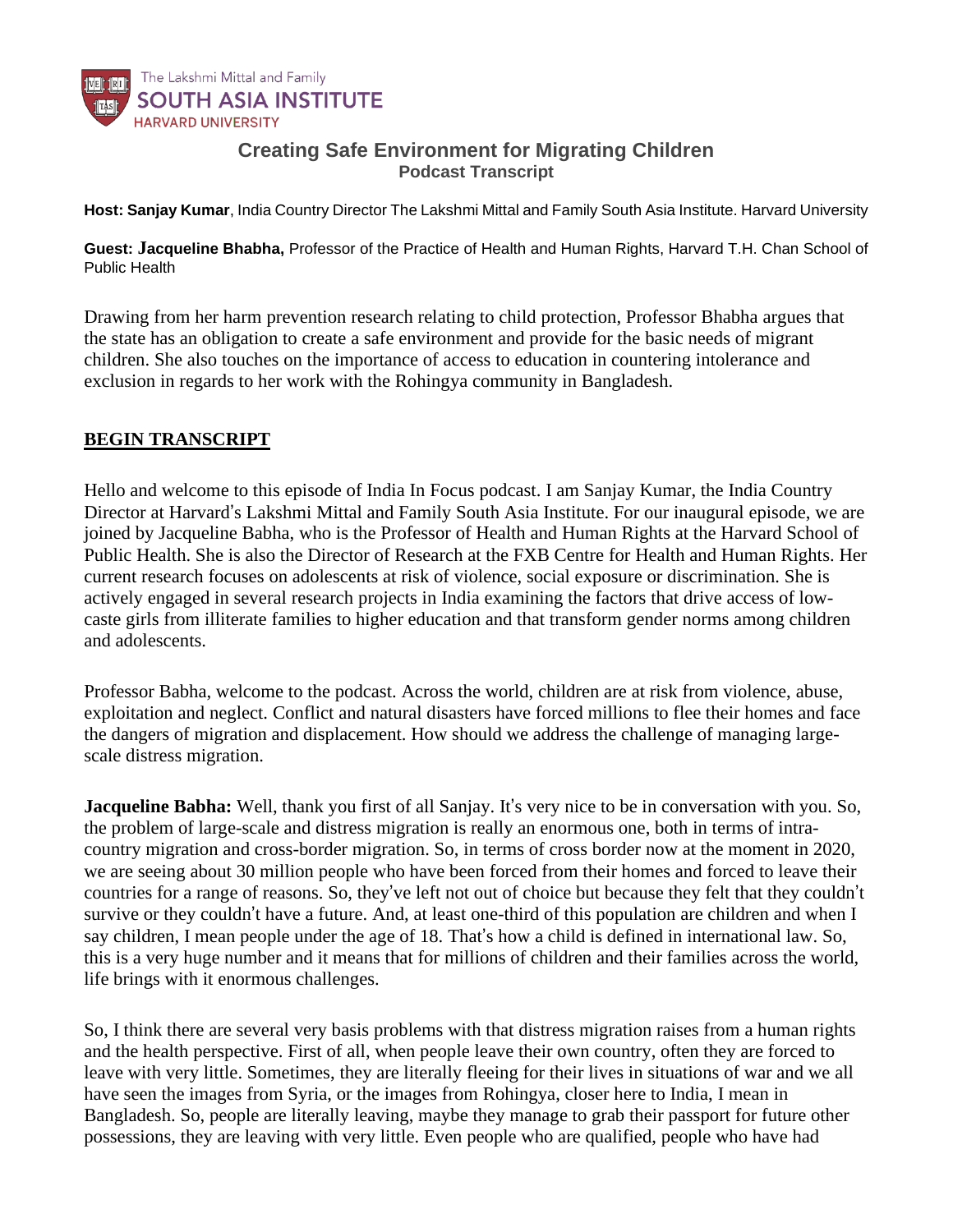The Lakshmi Mittal and Family
**SOUTH ASIA INSTITUTE**
HARVARD UNIVERSITY

## Creating Safe Environment for Migrating Children

### Podcast Transcript

**Host: Sanjay Kumar**, India Country Director The Lakshmi Mittal and Family South Asia Institute. Harvard University

**Guest: Jacqueline Bhabha,** Professor of the Practice of Health and Human Rights, Harvard T.H. Chan School of Public Health

Drawing from her harm prevention research relating to child protection, Professor Bhabha argues that the state has an obligation to create a safe environment and provide for the basic needs of migrant children. She also touches on the importance of access to education in countering intolerance and exclusion in regards to her work with the Rohingya community in Bangladesh.

**BEGIN TRANSCRIPT**

Hello and welcome to this episode of India In Focus podcast. I am Sanjay Kumar, the India Country Director at Harvard's Lakshmi Mittal and Family South Asia Institute. For our inaugural episode, we are joined by Jacqueline Babha, who is the Professor of Health and Human Rights at the Harvard School of Public Health. She is also the Director of Research at the FXB Centre for Health and Human Rights. Her current research focuses on adolescents at risk of violence, social exposure or discrimination. She is actively engaged in several research projects in India examining the factors that drive access of low-caste girls from illiterate families to higher education and that transform gender norms among children and adolescents.

Professor Babha, welcome to the podcast. Across the world, children are at risk from violence, abuse, exploitation and neglect. Conflict and natural disasters have forced millions to flee their homes and face the dangers of migration and displacement. How should we address the challenge of managing large-scale distress migration.

**Jacqueline Babha:** Well, thank you first of all Sanjay. It's very nice to be in conversation with you. So, the problem of large-scale and distress migration is really an enormous one, both in terms of intra-country migration and cross-border migration. So, in terms of cross border now at the moment in 2020, we are seeing about 30 million people who have been forced from their homes and forced to leave their countries for a range of reasons. So, they've left not out of choice but because they felt that they couldn't survive or they couldn't have a future. And, at least one-third of this population are children and when I say children, I mean people under the age of 18. That's how a child is defined in international law. So, this is a very huge number and it means that for millions of children and their families across the world, life brings with it enormous challenges.

So, I think there are several very basis problems with that distress migration raises from a human rights and the health perspective. First of all, when people leave their own country, often they are forced to leave with very little. Sometimes, they are literally fleeing for their lives in situations of war and we all have seen the images from Syria, or the images from Rohingya, closer here to India, I mean in Bangladesh. So, people are literally leaving, maybe they manage to grab their passport for future other possessions, they are leaving with very little. Even people who are qualified, people who have had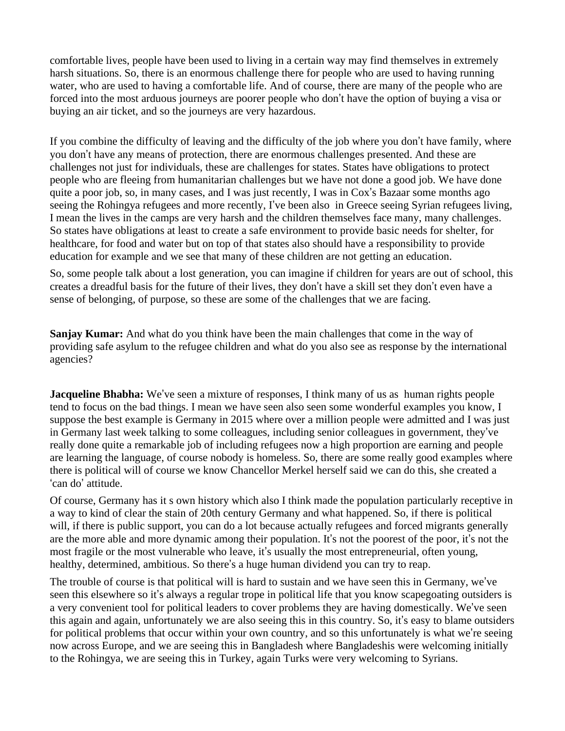comfortable lives, people have been used to living in a certain way may find themselves in extremely harsh situations. So, there is an enormous challenge there for people who are used to having running water, who are used to having a comfortable life. And of course, there are many of the people who are forced into the most arduous journeys are poorer people who don't have the option of buying a visa or buying an air ticket, and so the journeys are very hazardous.

If you combine the difficulty of leaving and the difficulty of the job where you don't have family, where you don't have any means of protection, there are enormous challenges presented. And these are challenges not just for individuals, these are challenges for states. States have obligations to protect people who are fleeing from humanitarian challenges but we have not done a good job. We have done quite a poor job, so, in many cases, and I was just recently, I was in Cox's Bazaar some months ago seeing the Rohingya refugees and more recently, I've been also in Greece seeing Syrian refugees living, I mean the lives in the camps are very harsh and the children themselves face many, many challenges. So states have obligations at least to create a safe environment to provide basic needs for shelter, for healthcare, for food and water but on top of that states also should have a responsibility to provide education for example and we see that many of these children are not getting an education.

So, some people talk about a lost generation, you can imagine if children for years are out of school, this creates a dreadful basis for the future of their lives, they don't have a skill set they don't even have a sense of belonging, of purpose, so these are some of the challenges that we are facing.

**Sanjay Kumar:** And what do you think have been the main challenges that come in the way of providing safe asylum to the refugee children and what do you also see as response by the international agencies?

**Jacqueline Bhabha:** We've seen a mixture of responses, I think many of us as human rights people tend to focus on the bad things. I mean we have seen also seen some wonderful examples you know, I suppose the best example is Germany in 2015 where over a million people were admitted and I was just in Germany last week talking to some colleagues, including senior colleagues in government, they've really done quite a remarkable job of including refugees now a high proportion are earning and people are learning the language, of course nobody is homeless. So, there are some really good examples where there is political will of course we know Chancellor Merkel herself said we can do this, she created a 'can do' attitude.

Of course, Germany has it s own history which also I think made the population particularly receptive in a way to kind of clear the stain of 20th century Germany and what happened. So, if there is political will, if there is public support, you can do a lot because actually refugees and forced migrants generally are the more able and more dynamic among their population. It's not the poorest of the poor, it's not the most fragile or the most vulnerable who leave, it's usually the most entrepreneurial, often young, healthy, determined, ambitious. So there's a huge human dividend you can try to reap.

The trouble of course is that political will is hard to sustain and we have seen this in Germany, we've seen this elsewhere so it's always a regular trope in political life that you know scapegoating outsiders is a very convenient tool for political leaders to cover problems they are having domestically. We've seen this again and again, unfortunately we are also seeing this in this country. So, it's easy to blame outsiders for political problems that occur within your own country, and so this unfortunately is what we're seeing now across Europe, and we are seeing this in Bangladesh where Bangladeshis were welcoming initially to the Rohingya, we are seeing this in Turkey, again Turks were very welcoming to Syrians.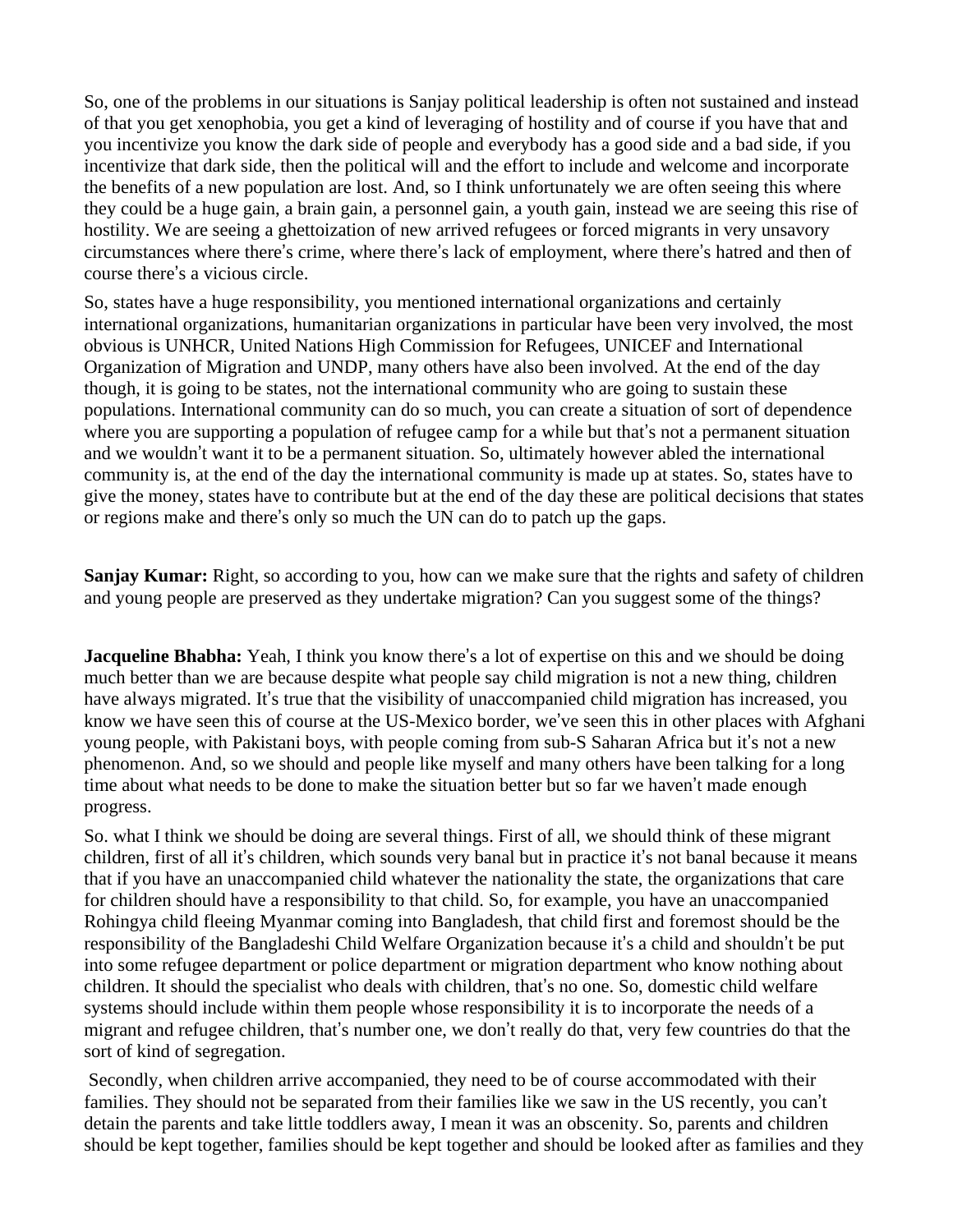So, one of the problems in our situations is Sanjay political leadership is often not sustained and instead of that you get xenophobia, you get a kind of leveraging of hostility and of course if you have that and you incentivize you know the dark side of people and everybody has a good side and a bad side, if you incentivize that dark side, then the political will and the effort to include and welcome and incorporate the benefits of a new population are lost. And, so I think unfortunately we are often seeing this where they could be a huge gain, a brain gain, a personnel gain, a youth gain, instead we are seeing this rise of hostility. We are seeing a ghettoization of new arrived refugees or forced migrants in very unsavory circumstances where there's crime, where there's lack of employment, where there's hatred and then of course there's a vicious circle.

So, states have a huge responsibility, you mentioned international organizations and certainly international organizations, humanitarian organizations in particular have been very involved, the most obvious is UNHCR, United Nations High Commission for Refugees, UNICEF and International Organization of Migration and UNDP, many others have also been involved. At the end of the day though, it is going to be states, not the international community who are going to sustain these populations. International community can do so much, you can create a situation of sort of dependence where you are supporting a population of refugee camp for a while but that's not a permanent situation and we wouldn't want it to be a permanent situation. So, ultimately however abled the international community is, at the end of the day the international community is made up at states. So, states have to give the money, states have to contribute but at the end of the day these are political decisions that states or regions make and there's only so much the UN can do to patch up the gaps.

**Sanjay Kumar:** Right, so according to you, how can we make sure that the rights and safety of children and young people are preserved as they undertake migration? Can you suggest some of the things?

**Jacqueline Bhabha:** Yeah, I think you know there's a lot of expertise on this and we should be doing much better than we are because despite what people say child migration is not a new thing, children have always migrated. It's true that the visibility of unaccompanied child migration has increased, you know we have seen this of course at the US-Mexico border, we've seen this in other places with Afghani young people, with Pakistani boys, with people coming from sub-S Saharan Africa but it's not a new phenomenon. And, so we should and people like myself and many others have been talking for a long time about what needs to be done to make the situation better but so far we haven't made enough progress.

So. what I think we should be doing are several things. First of all, we should think of these migrant children, first of all it's children, which sounds very banal but in practice it's not banal because it means that if you have an unaccompanied child whatever the nationality the state, the organizations that care for children should have a responsibility to that child. So, for example, you have an unaccompanied Rohingya child fleeing Myanmar coming into Bangladesh, that child first and foremost should be the responsibility of the Bangladeshi Child Welfare Organization because it's a child and shouldn't be put into some refugee department or police department or migration department who know nothing about children. It should the specialist who deals with children, that's no one. So, domestic child welfare systems should include within them people whose responsibility it is to incorporate the needs of a migrant and refugee children, that's number one, we don't really do that, very few countries do that the sort of kind of segregation.

Secondly, when children arrive accompanied, they need to be of course accommodated with their families. They should not be separated from their families like we saw in the US recently, you can't detain the parents and take little toddlers away, I mean it was an obscenity. So, parents and children should be kept together, families should be kept together and should be looked after as families and they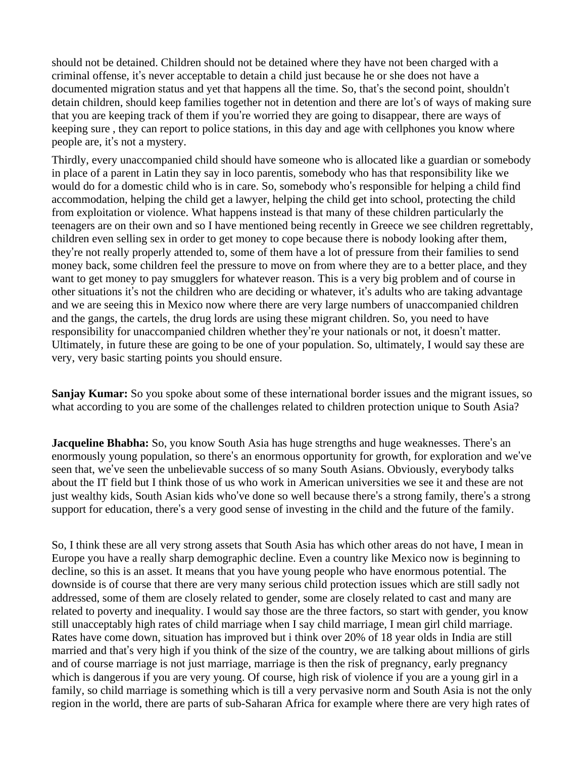should not be detained. Children should not be detained where they have not been charged with a criminal offense, it's never acceptable to detain a child just because he or she does not have a documented migration status and yet that happens all the time. So, that's the second point, shouldn't detain children, should keep families together not in detention and there are lot's of ways of making sure that you are keeping track of them if you're worried they are going to disappear, there are ways of keeping sure , they can report to police stations, in this day and age with cellphones you know where people are, it's not a mystery.

Thirdly, every unaccompanied child should have someone who is allocated like a guardian or somebody in place of a parent in Latin they say in loco parentis, somebody who has that responsibility like we would do for a domestic child who is in care. So, somebody who's responsible for helping a child find accommodation, helping the child get a lawyer, helping the child get into school, protecting the child from exploitation or violence. What happens instead is that many of these children particularly the teenagers are on their own and so I have mentioned being recently in Greece we see children regrettably, children even selling sex in order to get money to cope because there is nobody looking after them, they're not really properly attended to, some of them have a lot of pressure from their families to send money back, some children feel the pressure to move on from where they are to a better place, and they want to get money to pay smugglers for whatever reason. This is a very big problem and of course in other situations it's not the children who are deciding or whatever, it's adults who are taking advantage and we are seeing this in Mexico now where there are very large numbers of unaccompanied children and the gangs, the cartels, the drug lords are using these migrant children. So, you need to have responsibility for unaccompanied children whether they're your nationals or not, it doesn't matter. Ultimately, in future these are going to be one of your population. So, ultimately, I would say these are very, very basic starting points you should ensure.

**Sanjay Kumar:** So you spoke about some of these international border issues and the migrant issues, so what according to you are some of the challenges related to children protection unique to South Asia?

**Jacqueline Bhabha:** So, you know South Asia has huge strengths and huge weaknesses. There's an enormously young population, so there's an enormous opportunity for growth, for exploration and we've seen that, we've seen the unbelievable success of so many South Asians. Obviously, everybody talks about the IT field but I think those of us who work in American universities we see it and these are not just wealthy kids, South Asian kids who've done so well because there's a strong family, there's a strong support for education, there's a very good sense of investing in the child and the future of the family.

So, I think these are all very strong assets that South Asia has which other areas do not have, I mean in Europe you have a really sharp demographic decline. Even a country like Mexico now is beginning to decline, so this is an asset. It means that you have young people who have enormous potential. The downside is of course that there are very many serious child protection issues which are still sadly not addressed, some of them are closely related to gender, some are closely related to cast and many are related to poverty and inequality. I would say those are the three factors, so start with gender, you know still unacceptably high rates of child marriage when I say child marriage, I mean girl child marriage. Rates have come down, situation has improved but i think over 20% of 18 year olds in India are still married and that's very high if you think of the size of the country, we are talking about millions of girls and of course marriage is not just marriage, marriage is then the risk of pregnancy, early pregnancy which is dangerous if you are very young. Of course, high risk of violence if you are a young girl in a family, so child marriage is something which is till a very pervasive norm and South Asia is not the only region in the world, there are parts of sub-Saharan Africa for example where there are very high rates of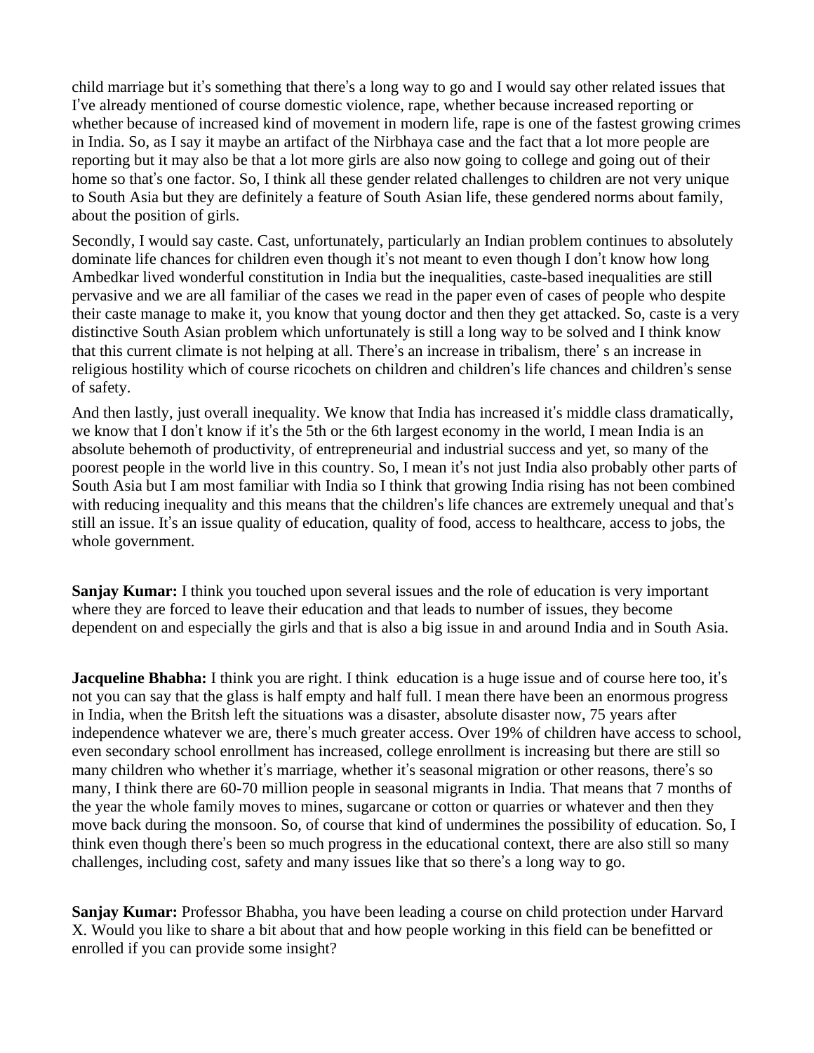child marriage but it's something that there's a long way to go and I would say other related issues that I've already mentioned of course domestic violence, rape, whether because increased reporting or whether because of increased kind of movement in modern life, rape is one of the fastest growing crimes in India. So, as I say it maybe an artifact of the Nirbhaya case and the fact that a lot more people are reporting but it may also be that a lot more girls are also now going to college and going out of their home so that's one factor. So, I think all these gender related challenges to children are not very unique to South Asia but they are definitely a feature of South Asian life, these gendered norms about family, about the position of girls.

Secondly, I would say caste. Cast, unfortunately, particularly an Indian problem continues to absolutely dominate life chances for children even though it's not meant to even though I don't know how long Ambedkar lived wonderful constitution in India but the inequalities, caste-based inequalities are still pervasive and we are all familiar of the cases we read in the paper even of cases of people who despite their caste manage to make it, you know that young doctor and then they get attacked. So, caste is a very distinctive South Asian problem which unfortunately is still a long way to be solved and I think know that this current climate is not helping at all. There's an increase in tribalism, there' s an increase in religious hostility which of course ricochets on children and children's life chances and children's sense of safety.

And then lastly, just overall inequality. We know that India has increased it's middle class dramatically, we know that I don't know if it's the 5th or the 6th largest economy in the world, I mean India is an absolute behemoth of productivity, of entrepreneurial and industrial success and yet, so many of the poorest people in the world live in this country. So, I mean it's not just India also probably other parts of South Asia but I am most familiar with India so I think that growing India rising has not been combined with reducing inequality and this means that the children's life chances are extremely unequal and that's still an issue. It's an issue quality of education, quality of food, access to healthcare, access to jobs, the whole government.

**Sanjay Kumar:** I think you touched upon several issues and the role of education is very important where they are forced to leave their education and that leads to number of issues, they become dependent on and especially the girls and that is also a big issue in and around India and in South Asia.

**Jacqueline Bhabha:** I think you are right. I think education is a huge issue and of course here too, it's not you can say that the glass is half empty and half full. I mean there have been an enormous progress in India, when the Britsh left the situations was a disaster, absolute disaster now, 75 years after independence whatever we are, there's much greater access. Over 19% of children have access to school, even secondary school enrollment has increased, college enrollment is increasing but there are still so many children who whether it's marriage, whether it's seasonal migration or other reasons, there's so many, I think there are 60-70 million people in seasonal migrants in India. That means that 7 months of the year the whole family moves to mines, sugarcane or cotton or quarries or whatever and then they move back during the monsoon. So, of course that kind of undermines the possibility of education. So, I think even though there's been so much progress in the educational context, there are also still so many challenges, including cost, safety and many issues like that so there's a long way to go.

**Sanjay Kumar:** Professor Bhabha, you have been leading a course on child protection under Harvard X. Would you like to share a bit about that and how people working in this field can be benefitted or enrolled if you can provide some insight?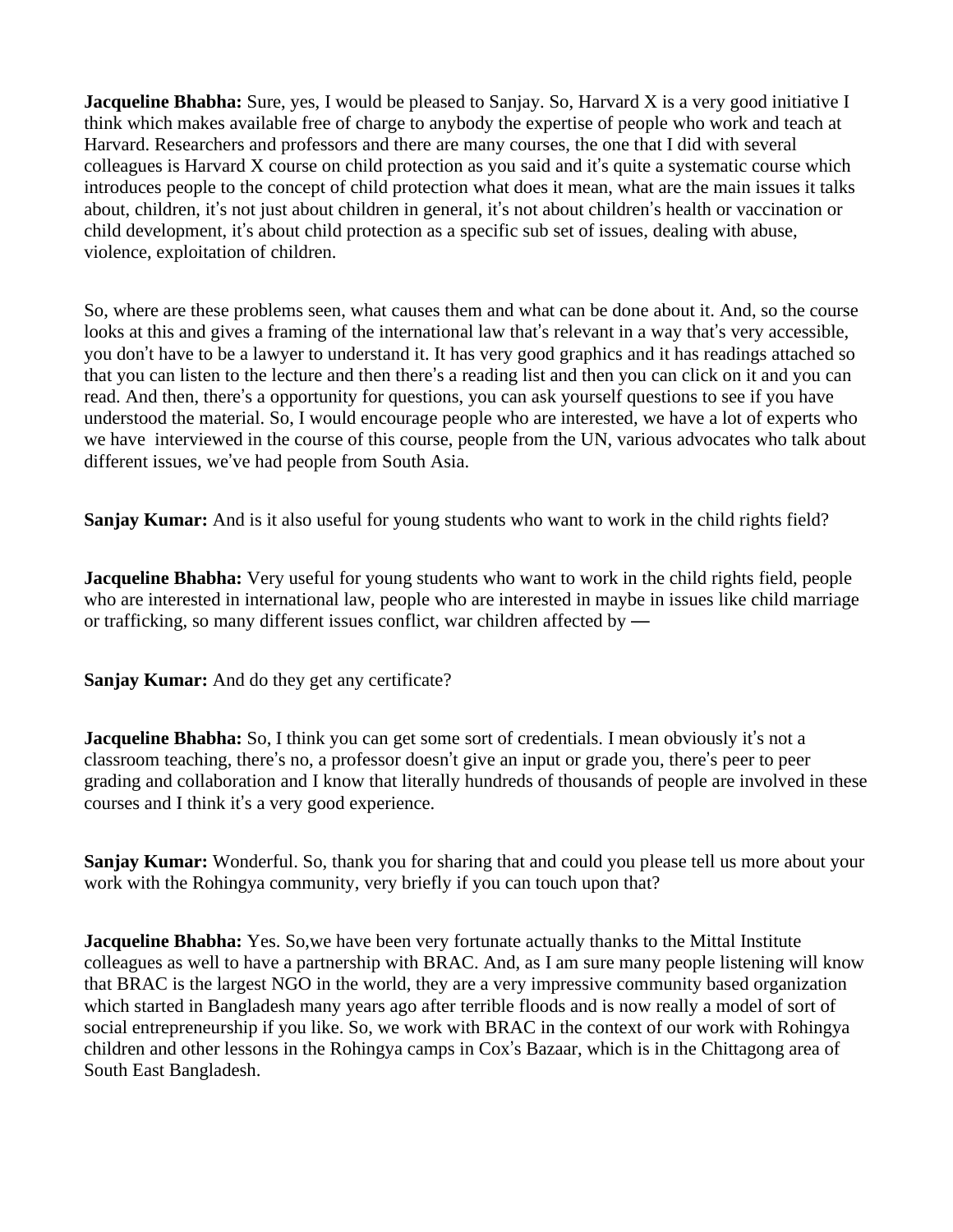**Jacqueline Bhabha:** Sure, yes, I would be pleased to Sanjay. So, Harvard X is a very good initiative I think which makes available free of charge to anybody the expertise of people who work and teach at Harvard. Researchers and professors and there are many courses, the one that I did with several colleagues is Harvard X course on child protection as you said and it's quite a systematic course which introduces people to the concept of child protection what does it mean, what are the main issues it talks about, children, it's not just about children in general, it's not about children's health or vaccination or child development, it's about child protection as a specific sub set of issues, dealing with abuse, violence, exploitation of children.

So, where are these problems seen, what causes them and what can be done about it. And, so the course looks at this and gives a framing of the international law that's relevant in a way that's very accessible, you don't have to be a lawyer to understand it. It has very good graphics and it has readings attached so that you can listen to the lecture and then there's a reading list and then you can click on it and you can read. And then, there's a opportunity for questions, you can ask yourself questions to see if you have understood the material. So, I would encourage people who are interested, we have a lot of experts who we have interviewed in the course of this course, people from the UN, various advocates who talk about different issues, we've had people from South Asia.

**Sanjay Kumar:** And is it also useful for young students who want to work in the child rights field?

**Jacqueline Bhabha:** Very useful for young students who want to work in the child rights field, people who are interested in international law, people who are interested in maybe in issues like child marriage or trafficking, so many different issues conflict, war children affected by —

**Sanjay Kumar:** And do they get any certificate?

**Jacqueline Bhabha:** So, I think you can get some sort of credentials. I mean obviously it's not a classroom teaching, there's no, a professor doesn't give an input or grade you, there's peer to peer grading and collaboration and I know that literally hundreds of thousands of people are involved in these courses and I think it's a very good experience.

**Sanjay Kumar:** Wonderful. So, thank you for sharing that and could you please tell us more about your work with the Rohingya community, very briefly if you can touch upon that?

**Jacqueline Bhabha:** Yes. So,we have been very fortunate actually thanks to the Mittal Institute colleagues as well to have a partnership with BRAC. And, as I am sure many people listening will know that BRAC is the largest NGO in the world, they are a very impressive community based organization which started in Bangladesh many years ago after terrible floods and is now really a model of sort of social entrepreneurship if you like. So, we work with BRAC in the context of our work with Rohingya children and other lessons in the Rohingya camps in Cox's Bazaar, which is in the Chittagong area of South East Bangladesh.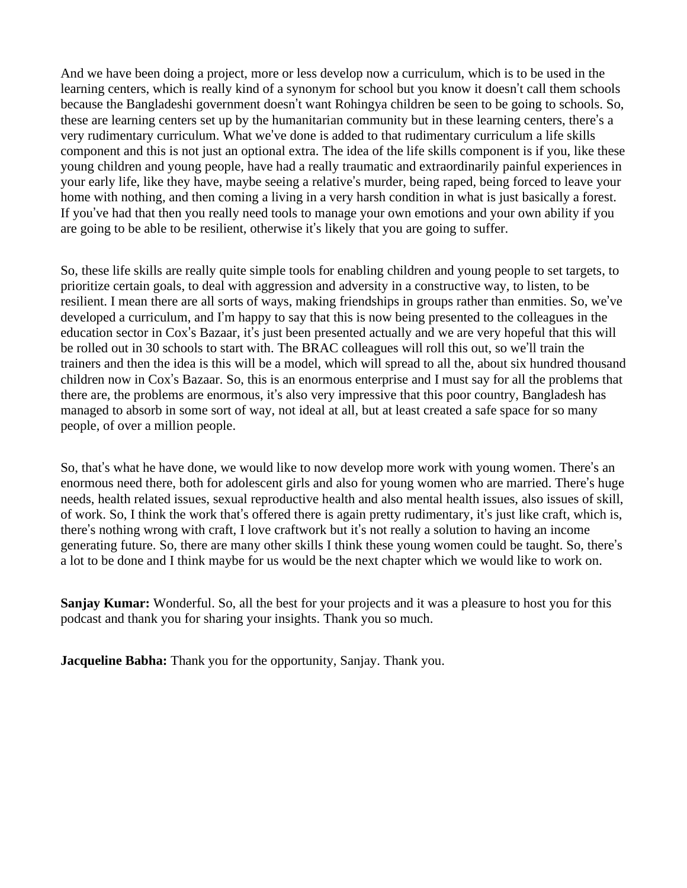And we have been doing a project, more or less develop now a curriculum, which is to be used in the learning centers, which is really kind of a synonym for school but you know it doesn't call them schools because the Bangladeshi government doesn't want Rohingya children be seen to be going to schools. So, these are learning centers set up by the humanitarian community but in these learning centers, there's a very rudimentary curriculum. What we've done is added to that rudimentary curriculum a life skills component and this is not just an optional extra. The idea of the life skills component is if you, like these young children and young people, have had a really traumatic and extraordinarily painful experiences in your early life, like they have, maybe seeing a relative's murder, being raped, being forced to leave your home with nothing, and then coming a living in a very harsh condition in what is just basically a forest. If you've had that then you really need tools to manage your own emotions and your own ability if you are going to be able to be resilient, otherwise it's likely that you are going to suffer.

So, these life skills are really quite simple tools for enabling children and young people to set targets, to prioritize certain goals, to deal with aggression and adversity in a constructive way, to listen, to be resilient. I mean there are all sorts of ways, making friendships in groups rather than enmities. So, we've developed a curriculum, and I'm happy to say that this is now being presented to the colleagues in the education sector in Cox's Bazaar, it's just been presented actually and we are very hopeful that this will be rolled out in 30 schools to start with. The BRAC colleagues will roll this out, so we'll train the trainers and then the idea is this will be a model, which will spread to all the, about six hundred thousand children now in Cox's Bazaar. So, this is an enormous enterprise and I must say for all the problems that there are, the problems are enormous, it's also very impressive that this poor country, Bangladesh has managed to absorb in some sort of way, not ideal at all, but at least created a safe space for so many people, of over a million people.

So, that's what he have done, we would like to now develop more work with young women. There's an enormous need there, both for adolescent girls and also for young women who are married. There's huge needs, health related issues, sexual reproductive health and also mental health issues, also issues of skill, of work. So, I think the work that's offered there is again pretty rudimentary, it's just like craft, which is, there's nothing wrong with craft, I love craftwork but it's not really a solution to having an income generating future. So, there are many other skills I think these young women could be taught. So, there's a lot to be done and I think maybe for us would be the next chapter which we would like to work on.

**Sanjay Kumar:** Wonderful. So, all the best for your projects and it was a pleasure to host you for this podcast and thank you for sharing your insights. Thank you so much.

**Jacqueline Babha:** Thank you for the opportunity, Sanjay. Thank you.